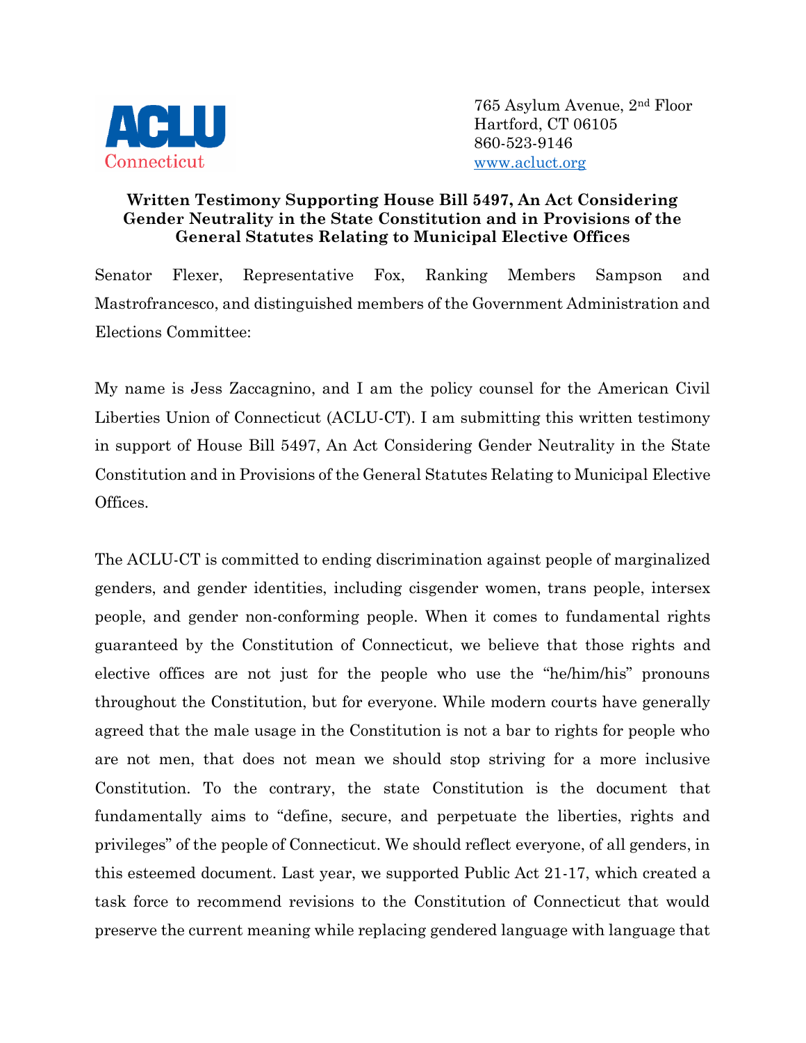ACLU Connecticut

765 Asylum Avenue, 2nd Floor
Hartford, CT 06105
860-523-9146
www.acluct.org

**Written Testimony Supporting House Bill 5497, An Act Considering Gender Neutrality in the State Constitution and in Provisions of the General Statutes Relating to Municipal Elective Offices**

Senator Flexer, Representative Fox, Ranking Members Sampson and Mastrofrancesco, and distinguished members of the Government Administration and Elections Committee:

My name is Jess Zaccagnino, and I am the policy counsel for the American Civil Liberties Union of Connecticut (ACLU-CT). I am submitting this written testimony in support of House Bill 5497, An Act Considering Gender Neutrality in the State Constitution and in Provisions of the General Statutes Relating to Municipal Elective Offices.

The ACLU-CT is committed to ending discrimination against people of marginalized genders, and gender identities, including cisgender women, trans people, intersex people, and gender non-conforming people. When it comes to fundamental rights guaranteed by the Constitution of Connecticut, we believe that those rights and elective offices are not just for the people who use the "he/him/his" pronouns throughout the Constitution, but for everyone. While modern courts have generally agreed that the male usage in the Constitution is not a bar to rights for people who are not men, that does not mean we should stop striving for a more inclusive Constitution. To the contrary, the state Constitution is the document that fundamentally aims to "define, secure, and perpetuate the liberties, rights and privileges" of the people of Connecticut. We should reflect everyone, of all genders, in this esteemed document. Last year, we supported Public Act 21-17, which created a task force to recommend revisions to the Constitution of Connecticut that would preserve the current meaning while replacing gendered language with language that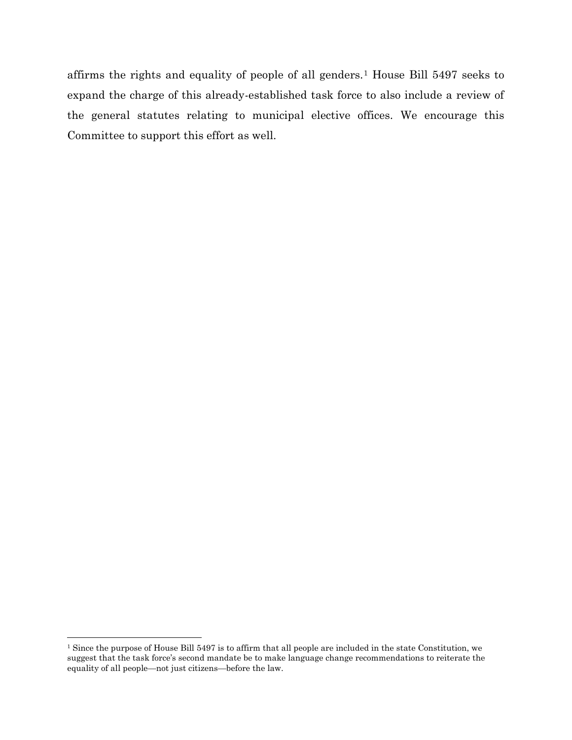affirms the rights and equality of people of all genders.[1] House Bill 5497 seeks to expand the charge of this already-established task force to also include a review of the general statutes relating to municipal elective offices. We encourage this Committee to support this effort as well.

[1] Since the purpose of House Bill 5497 is to affirm that all people are included in the state Constitution, we suggest that the task force's second mandate be to make language change recommendations to reiterate the equality of all people—not just citizens—before the law.